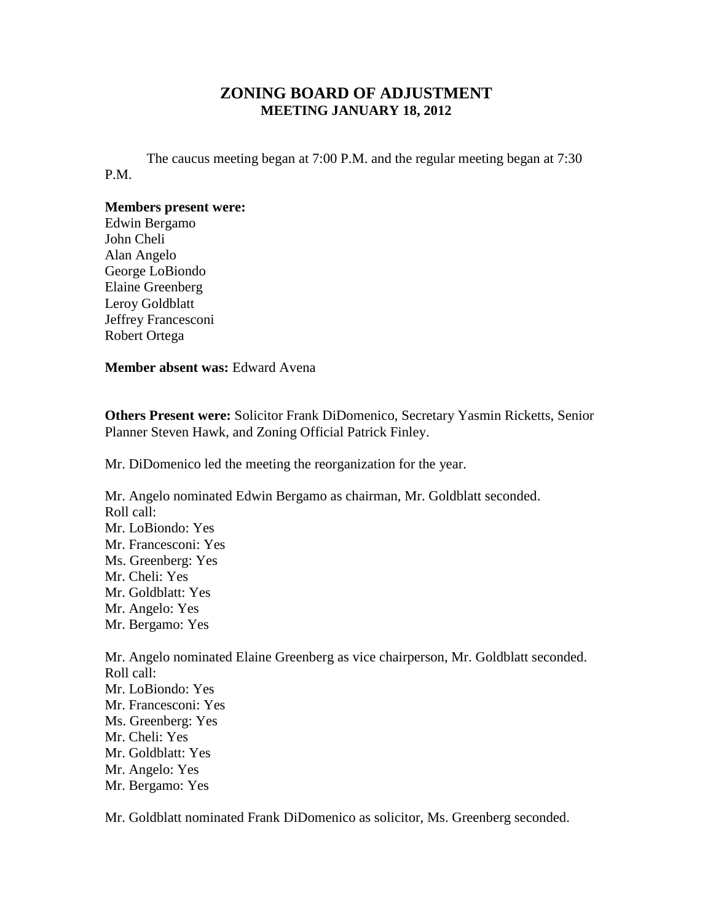# ZONING BOARD OF ADJUSTMENT
## MEETING JANUARY 18, 2012

The caucus meeting began at 7:00 P.M. and the regular meeting began at 7:30 P.M.

**Members present were:**
Edwin Bergamo
John Cheli
Alan Angelo
George LoBiondo
Elaine Greenberg
Leroy Goldblatt
Jeffrey Francesconi
Robert Ortega

**Member absent was:** Edward Avena

**Others Present were:** Solicitor Frank DiDomenico, Secretary Yasmin Ricketts, Senior Planner Steven Hawk, and Zoning Official Patrick Finley.

Mr. DiDomenico led the meeting the reorganization for the year.

Mr. Angelo nominated Edwin Bergamo as chairman, Mr. Goldblatt seconded.
Roll call:
Mr. LoBiondo: Yes
Mr. Francesconi: Yes
Ms. Greenberg: Yes
Mr. Cheli: Yes
Mr. Goldblatt: Yes
Mr. Angelo: Yes
Mr. Bergamo: Yes

Mr. Angelo nominated Elaine Greenberg as vice chairperson, Mr. Goldblatt seconded.
Roll call:
Mr. LoBiondo: Yes
Mr. Francesconi: Yes
Ms. Greenberg: Yes
Mr. Cheli: Yes
Mr. Goldblatt: Yes
Mr. Angelo: Yes
Mr. Bergamo: Yes

Mr. Goldblatt nominated Frank DiDomenico as solicitor, Ms. Greenberg seconded.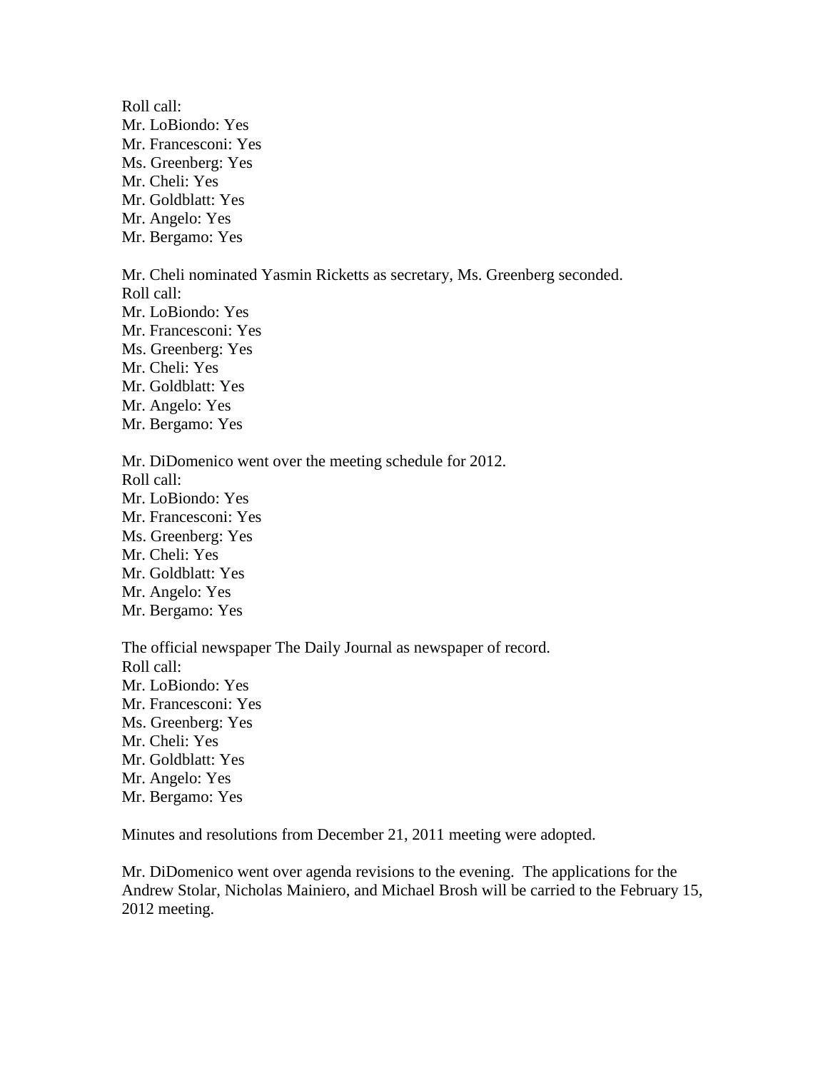Roll call:
Mr. LoBiondo: Yes
Mr. Francesconi: Yes
Ms. Greenberg: Yes
Mr. Cheli: Yes
Mr. Goldblatt: Yes
Mr. Angelo: Yes
Mr. Bergamo: Yes

Mr. Cheli nominated Yasmin Ricketts as secretary, Ms. Greenberg seconded.
Roll call:
Mr. LoBiondo: Yes
Mr. Francesconi: Yes
Ms. Greenberg: Yes
Mr. Cheli: Yes
Mr. Goldblatt: Yes
Mr. Angelo: Yes
Mr. Bergamo: Yes

Mr. DiDomenico went over the meeting schedule for 2012.
Roll call:
Mr. LoBiondo: Yes
Mr. Francesconi: Yes
Ms. Greenberg: Yes
Mr. Cheli: Yes
Mr. Goldblatt: Yes
Mr. Angelo: Yes
Mr. Bergamo: Yes

The official newspaper The Daily Journal as newspaper of record.
Roll call:
Mr. LoBiondo: Yes
Mr. Francesconi: Yes
Ms. Greenberg: Yes
Mr. Cheli: Yes
Mr. Goldblatt: Yes
Mr. Angelo: Yes
Mr. Bergamo: Yes

Minutes and resolutions from December 21, 2011 meeting were adopted.

Mr. DiDomenico went over agenda revisions to the evening. The applications for the Andrew Stolar, Nicholas Mainiero, and Michael Brosh will be carried to the February 15, 2012 meeting.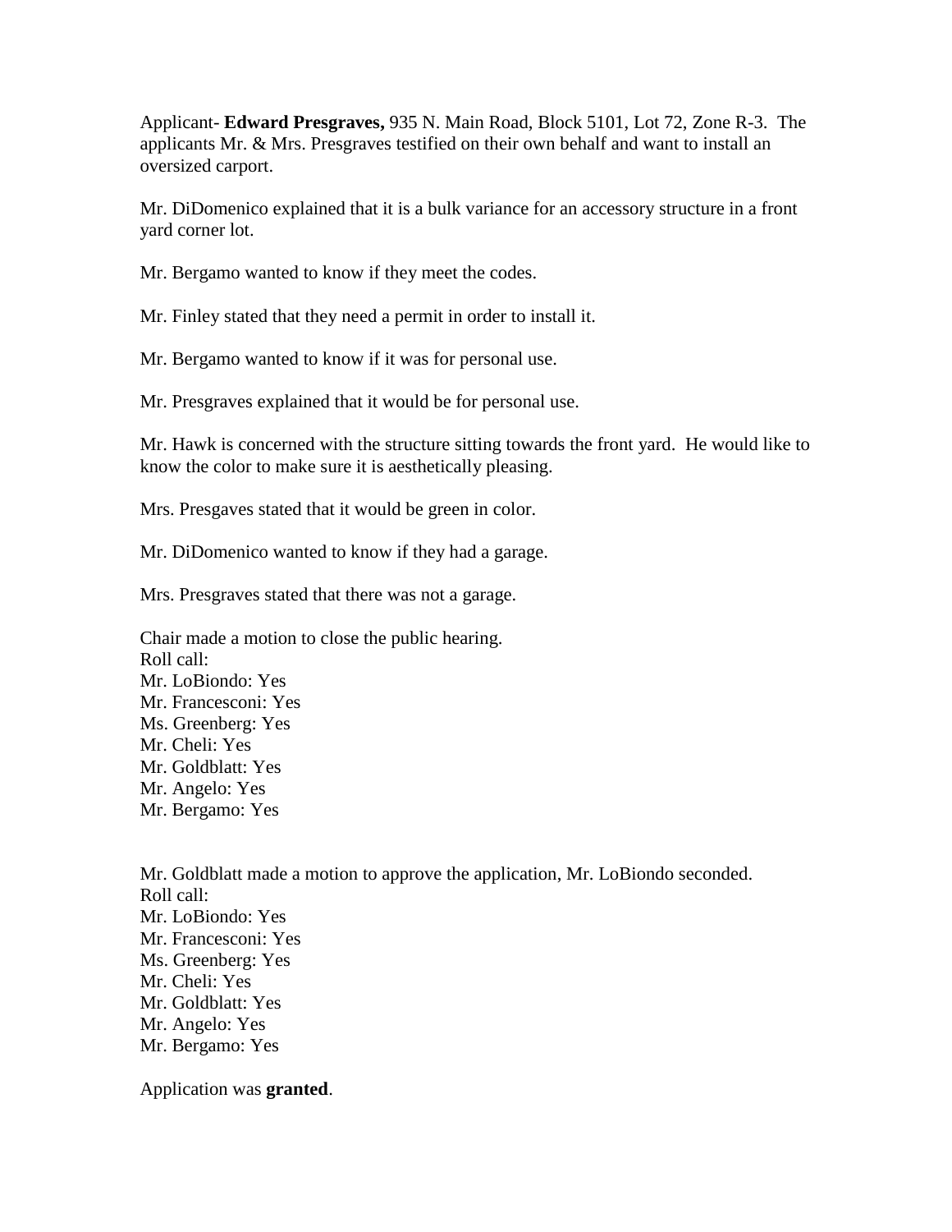Applicant- **Edward Presgraves,** 935 N. Main Road, Block 5101, Lot 72, Zone R-3. The applicants Mr. & Mrs. Presgraves testified on their own behalf and want to install an oversized carport.

Mr. DiDomenico explained that it is a bulk variance for an accessory structure in a front yard corner lot.

Mr. Bergamo wanted to know if they meet the codes.

Mr. Finley stated that they need a permit in order to install it.

Mr. Bergamo wanted to know if it was for personal use.

Mr. Presgraves explained that it would be for personal use.

Mr. Hawk is concerned with the structure sitting towards the front yard. He would like to know the color to make sure it is aesthetically pleasing.

Mrs. Presgaves stated that it would be green in color.

Mr. DiDomenico wanted to know if they had a garage.

Mrs. Presgraves stated that there was not a garage.

Chair made a motion to close the public hearing.
Roll call:
Mr. LoBiondo: Yes
Mr. Francesconi: Yes
Ms. Greenberg: Yes
Mr. Cheli: Yes
Mr. Goldblatt: Yes
Mr. Angelo: Yes
Mr. Bergamo: Yes

Mr. Goldblatt made a motion to approve the application, Mr. LoBiondo seconded.
Roll call:
Mr. LoBiondo: Yes
Mr. Francesconi: Yes
Ms. Greenberg: Yes
Mr. Cheli: Yes
Mr. Goldblatt: Yes
Mr. Angelo: Yes
Mr. Bergamo: Yes

Application was **granted**.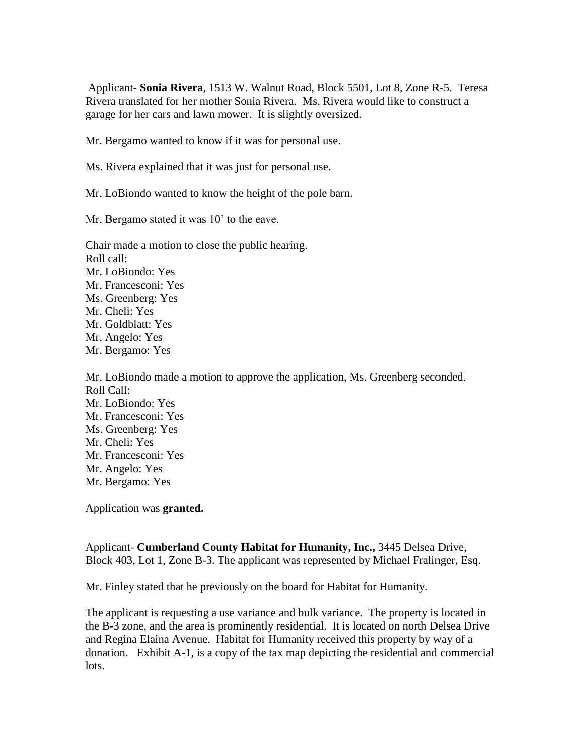Applicant- **Sonia Rivera**, 1513 W. Walnut Road, Block 5501, Lot 8, Zone R-5. Teresa Rivera translated for her mother Sonia Rivera. Ms. Rivera would like to construct a garage for her cars and lawn mower. It is slightly oversized.

Mr. Bergamo wanted to know if it was for personal use.

Ms. Rivera explained that it was just for personal use.

Mr. LoBiondo wanted to know the height of the pole barn.

Mr. Bergamo stated it was 10' to the eave.

Chair made a motion to close the public hearing.
Roll call:
Mr. LoBiondo: Yes
Mr. Francesconi: Yes
Ms. Greenberg: Yes
Mr. Cheli: Yes
Mr. Goldblatt: Yes
Mr. Angelo: Yes
Mr. Bergamo: Yes

Mr. LoBiondo made a motion to approve the application, Ms. Greenberg seconded.
Roll Call:
Mr. LoBiondo: Yes
Mr. Francesconi: Yes
Ms. Greenberg: Yes
Mr. Cheli: Yes
Mr. Francesconi: Yes
Mr. Angelo: Yes
Mr. Bergamo: Yes

Application was **granted.**

Applicant- **Cumberland County Habitat for Humanity, Inc.,** 3445 Delsea Drive, Block 403, Lot 1, Zone B-3. The applicant was represented by Michael Fralinger, Esq.

Mr. Finley stated that he previously on the board for Habitat for Humanity.

The applicant is requesting a use variance and bulk variance. The property is located in the B-3 zone, and the area is prominently residential. It is located on north Delsea Drive and Regina Elaina Avenue. Habitat for Humanity received this property by way of a donation. Exhibit A-1, is a copy of the tax map depicting the residential and commercial lots.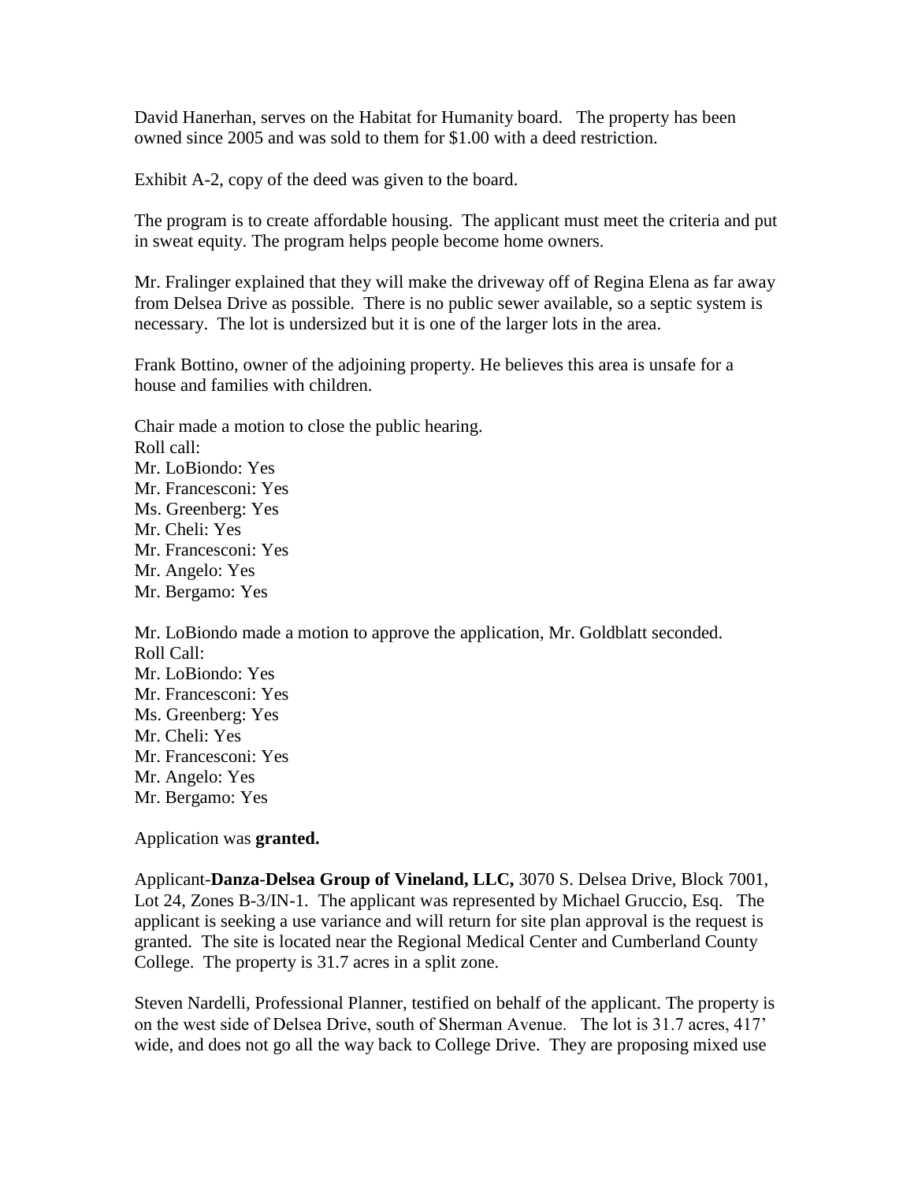David Hanerhan, serves on the Habitat for Humanity board. The property has been owned since 2005 and was sold to them for $1.00 with a deed restriction.

Exhibit A-2, copy of the deed was given to the board.

The program is to create affordable housing. The applicant must meet the criteria and put in sweat equity. The program helps people become home owners.

Mr. Fralinger explained that they will make the driveway off of Regina Elena as far away from Delsea Drive as possible. There is no public sewer available, so a septic system is necessary. The lot is undersized but it is one of the larger lots in the area.

Frank Bottino, owner of the adjoining property. He believes this area is unsafe for a house and families with children.

Chair made a motion to close the public hearing.
Roll call:
Mr. LoBiondo: Yes
Mr. Francesconi: Yes
Ms. Greenberg: Yes
Mr. Cheli: Yes
Mr. Francesconi: Yes
Mr. Angelo: Yes
Mr. Bergamo: Yes

Mr. LoBiondo made a motion to approve the application, Mr. Goldblatt seconded.
Roll Call:
Mr. LoBiondo: Yes
Mr. Francesconi: Yes
Ms. Greenberg: Yes
Mr. Cheli: Yes
Mr. Francesconi: Yes
Mr. Angelo: Yes
Mr. Bergamo: Yes

Application was **granted.**

Applicant-**Danza-Delsea Group of Vineland, LLC,** 3070 S. Delsea Drive, Block 7001, Lot 24, Zones B-3/IN-1. The applicant was represented by Michael Gruccio, Esq. The applicant is seeking a use variance and will return for site plan approval is the request is granted. The site is located near the Regional Medical Center and Cumberland County College. The property is 31.7 acres in a split zone.

Steven Nardelli, Professional Planner, testified on behalf of the applicant. The property is on the west side of Delsea Drive, south of Sherman Avenue. The lot is 31.7 acres, 417' wide, and does not go all the way back to College Drive. They are proposing mixed use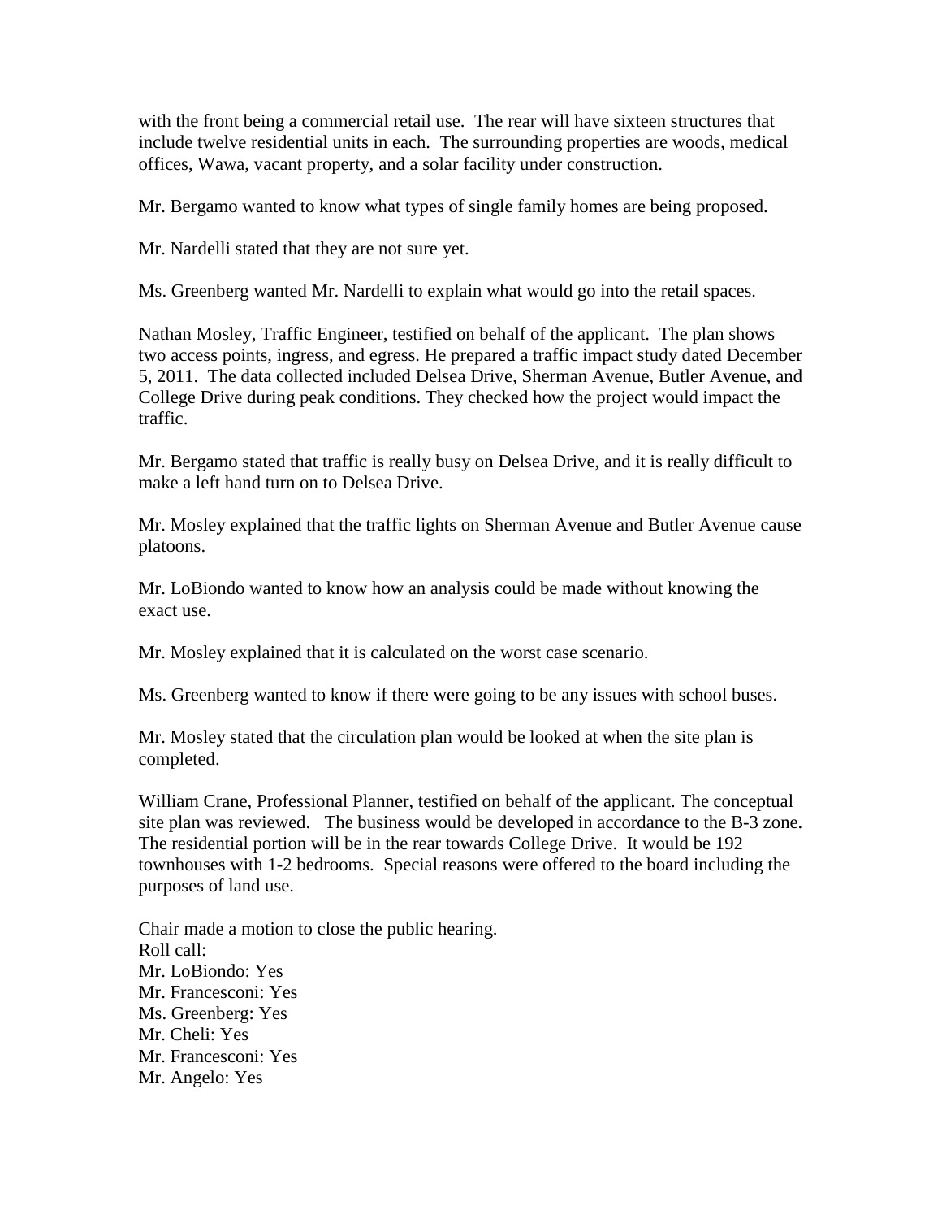with the front being a commercial retail use. The rear will have sixteen structures that include twelve residential units in each. The surrounding properties are woods, medical offices, Wawa, vacant property, and a solar facility under construction.

Mr. Bergamo wanted to know what types of single family homes are being proposed.

Mr. Nardelli stated that they are not sure yet.

Ms. Greenberg wanted Mr. Nardelli to explain what would go into the retail spaces.

Nathan Mosley, Traffic Engineer, testified on behalf of the applicant. The plan shows two access points, ingress, and egress. He prepared a traffic impact study dated December 5, 2011. The data collected included Delsea Drive, Sherman Avenue, Butler Avenue, and College Drive during peak conditions. They checked how the project would impact the traffic.

Mr. Bergamo stated that traffic is really busy on Delsea Drive, and it is really difficult to make a left hand turn on to Delsea Drive.

Mr. Mosley explained that the traffic lights on Sherman Avenue and Butler Avenue cause platoons.

Mr. LoBiondo wanted to know how an analysis could be made without knowing the exact use.

Mr. Mosley explained that it is calculated on the worst case scenario.

Ms. Greenberg wanted to know if there were going to be any issues with school buses.

Mr. Mosley stated that the circulation plan would be looked at when the site plan is completed.

William Crane, Professional Planner, testified on behalf of the applicant. The conceptual site plan was reviewed. The business would be developed in accordance to the B-3 zone. The residential portion will be in the rear towards College Drive. It would be 192 townhouses with 1-2 bedrooms. Special reasons were offered to the board including the purposes of land use.

Chair made a motion to close the public hearing.
Roll call:
Mr. LoBiondo: Yes
Mr. Francesconi: Yes
Ms. Greenberg: Yes
Mr. Cheli: Yes
Mr. Francesconi: Yes
Mr. Angelo: Yes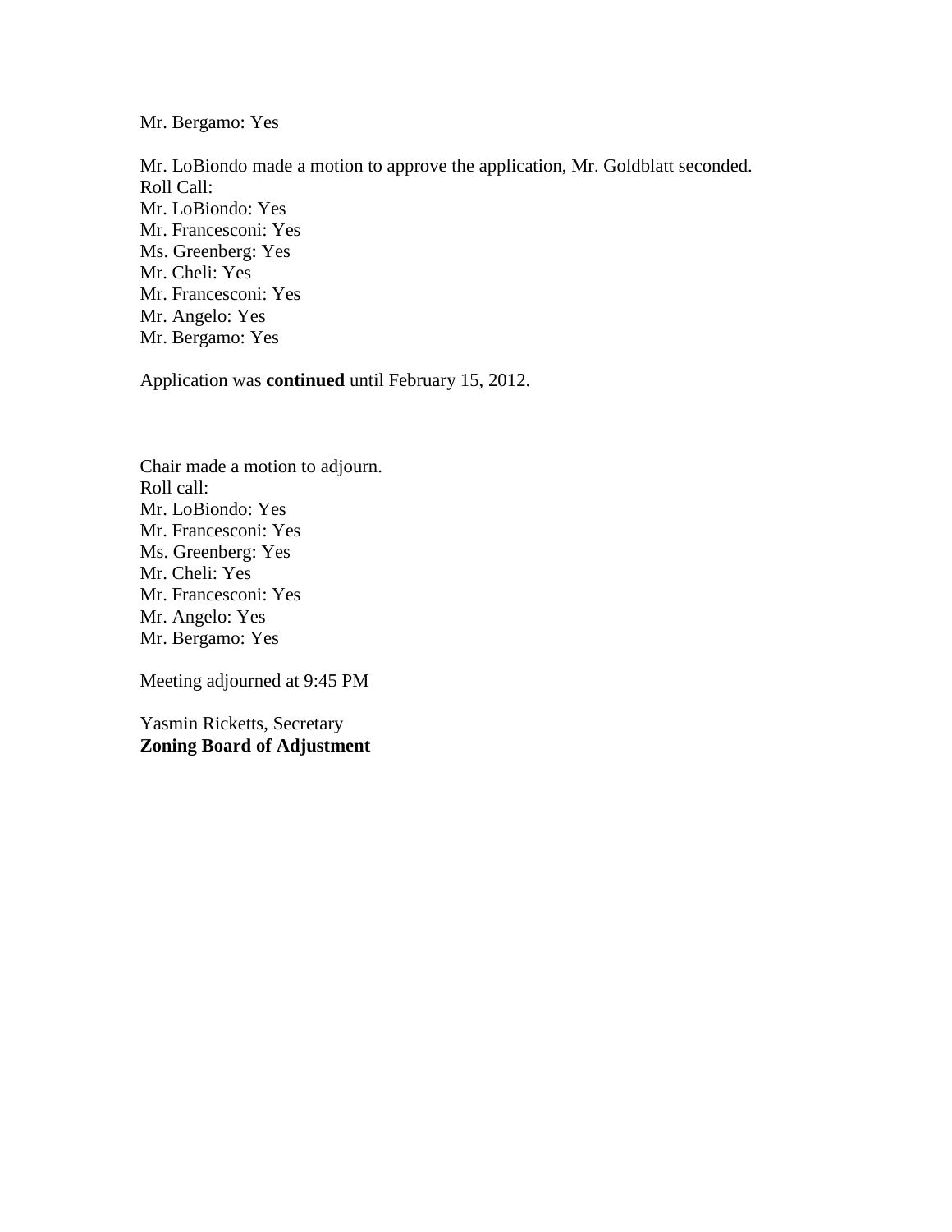Mr. Bergamo: Yes

Mr. LoBiondo made a motion to approve the application, Mr. Goldblatt seconded.
Roll Call:
Mr. LoBiondo: Yes
Mr. Francesconi: Yes
Ms. Greenberg: Yes
Mr. Cheli: Yes
Mr. Francesconi: Yes
Mr. Angelo: Yes
Mr. Bergamo: Yes

Application was **continued** until February 15, 2012.

Chair made a motion to adjourn.
Roll call:
Mr. LoBiondo: Yes
Mr. Francesconi: Yes
Ms. Greenberg: Yes
Mr. Cheli: Yes
Mr. Francesconi: Yes
Mr. Angelo: Yes
Mr. Bergamo: Yes

Meeting adjourned at 9:45 PM

Yasmin Ricketts, Secretary
**Zoning Board of Adjustment**